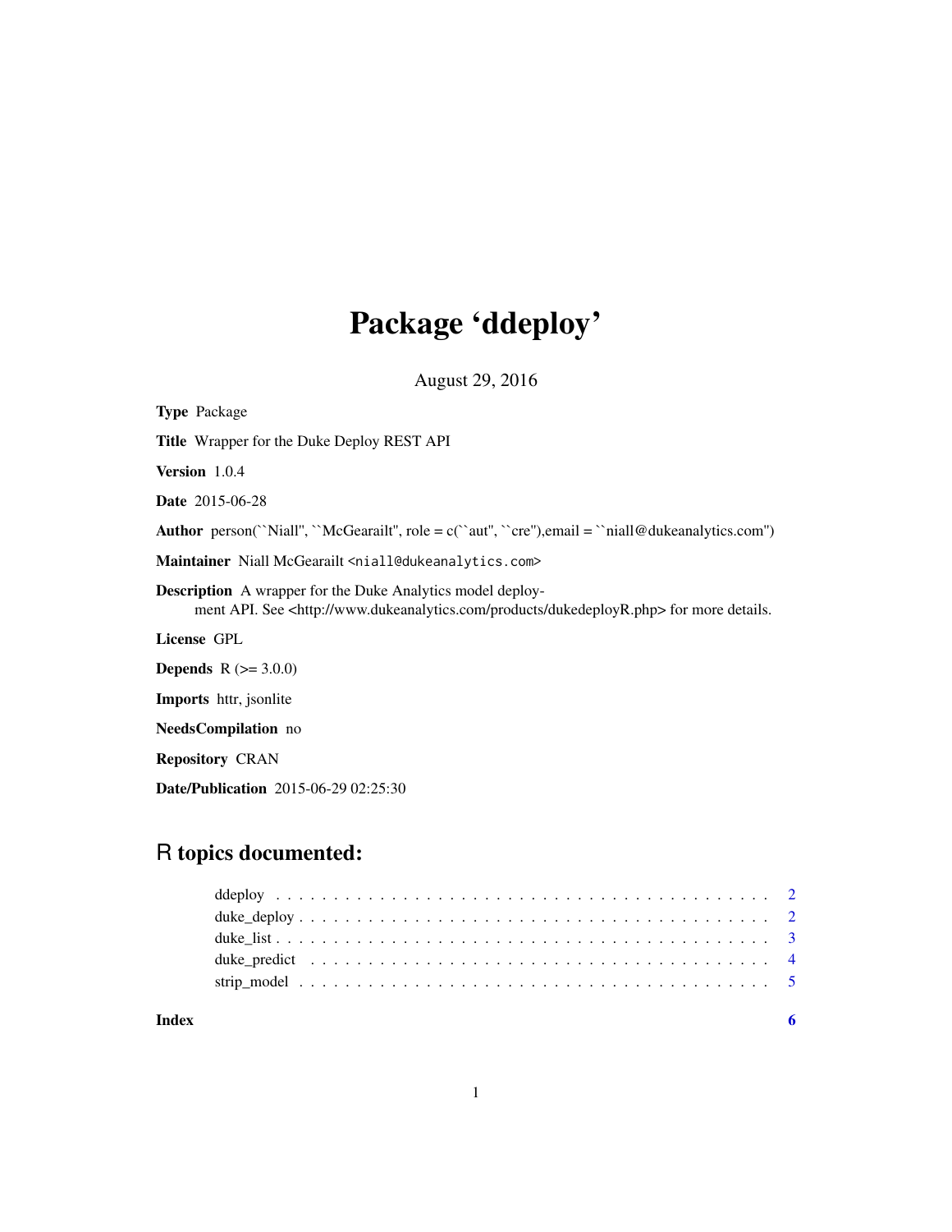# Package 'ddeploy'

August 29, 2016

**Type** Package

**Title** Wrapper for the Duke Deploy REST API

**Version** 1.0.4

**Date** 2015-06-28

**Author** person(``Niall'', ``McGearailt'', role = c(``aut'', ``cre''),email = ``niall@dukeanalytics.com'')

**Maintainer** Niall McGearailt <niall@dukeanalytics.com>

**Description** A wrapper for the Duke Analytics model deployment API. See <http://www.dukeanalytics.com/products/dukedeployR.php> for more details.

**License** GPL

**Depends** R (>= 3.0.0)

**Imports** httr, jsonlite

**NeedsCompilation** no

**Repository** CRAN

**Date/Publication** 2015-06-29 02:25:30

## R topics documented:

- ddeploy . . . . . . . . . . . . . . . . . . . . . . . . . . . . . . . . . . . . . . . . . . 2
- duke_deploy . . . . . . . . . . . . . . . . . . . . . . . . . . . . . . . . . . . . . . . . 2
- duke_list . . . . . . . . . . . . . . . . . . . . . . . . . . . . . . . . . . . . . . . . . 3
- duke_predict . . . . . . . . . . . . . . . . . . . . . . . . . . . . . . . . . . . . . . . 4
- strip_model . . . . . . . . . . . . . . . . . . . . . . . . . . . . . . . . . . . . . . . . 5

**Index** **6**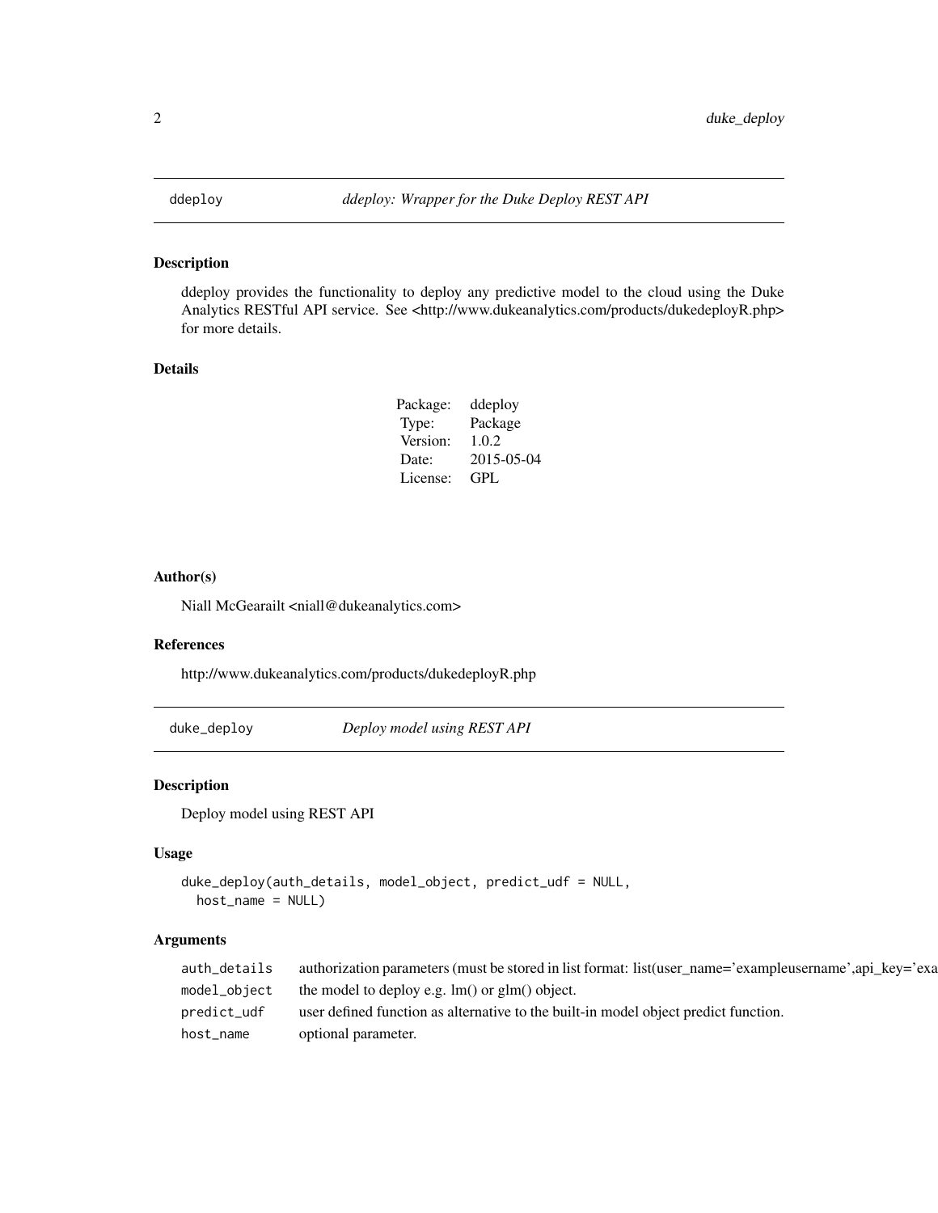## ddeploy — *ddeploy: Wrapper for the Duke Deploy REST API*

### Description

ddeploy provides the functionality to deploy any predictive model to the cloud using the Duke Analytics RESTful API service. See <http://www.dukeanalytics.com/products/dukedeployR.php> for more details.

### Details

| | |
|---|---|
| Package: | ddeploy |
| Type: | Package |
| Version: | 1.0.2 |
| Date: | 2015-05-04 |
| License: | GPL |

### Author(s)

Niall McGearailt <niall@dukeanalytics.com>

### References

http://www.dukeanalytics.com/products/dukedeployR.php

## duke_deploy — *Deploy model using REST API*

### Description

Deploy model using REST API

### Usage

```
duke_deploy(auth_details, model_object, predict_udf = NULL,
  host_name = NULL)
```

### Arguments

| | |
|---|---|
| auth_details | authorization parameters (must be stored in list format: list(user_name='exampleusername',api_key='exa |
| model_object | the model to deploy e.g. lm() or glm() object. |
| predict_udf | user defined function as alternative to the built-in model object predict function. |
| host_name | optional parameter. |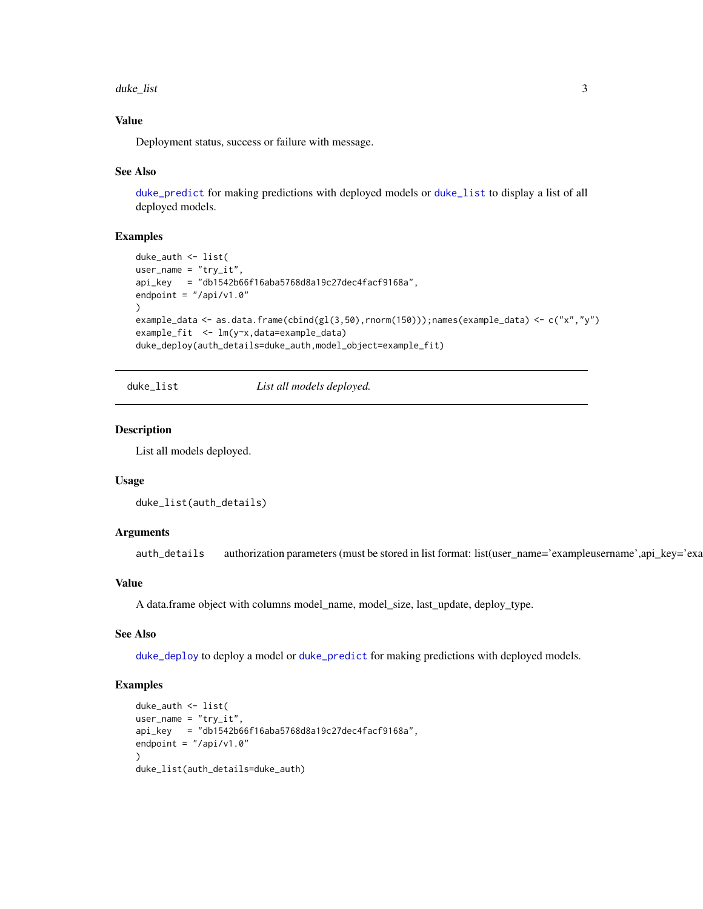## Value

Deployment status, success or failure with message.

## See Also

`duke_predict` for making predictions with deployed models or `duke_list` to display a list of all deployed models.

## Examples

```
duke_auth <- list(
user_name = "try_it",
api_key   = "db1542b66f16aba5768d8a19c27dec4facf9168a",
endpoint = "/api/v1.0"
)
example_data <- as.data.frame(cbind(gl(3,50),rnorm(150)));names(example_data) <- c("x","y")
example_fit  <- lm(y~x,data=example_data)
duke_deploy(auth_details=duke_auth,model_object=example_fit)
```

---

# duke_list — *List all models deployed.*

## Description

List all models deployed.

## Usage

```
duke_list(auth_details)
```

## Arguments

`auth_details` authorization parameters (must be stored in list format: list(user_name='exampleusername',api_key='exa

## Value

A data.frame object with columns model_name, model_size, last_update, deploy_type.

## See Also

`duke_deploy` to deploy a model or `duke_predict` for making predictions with deployed models.

## Examples

```
duke_auth <- list(
user_name = "try_it",
api_key   = "db1542b66f16aba5768d8a19c27dec4facf9168a",
endpoint = "/api/v1.0"
)
duke_list(auth_details=duke_auth)
```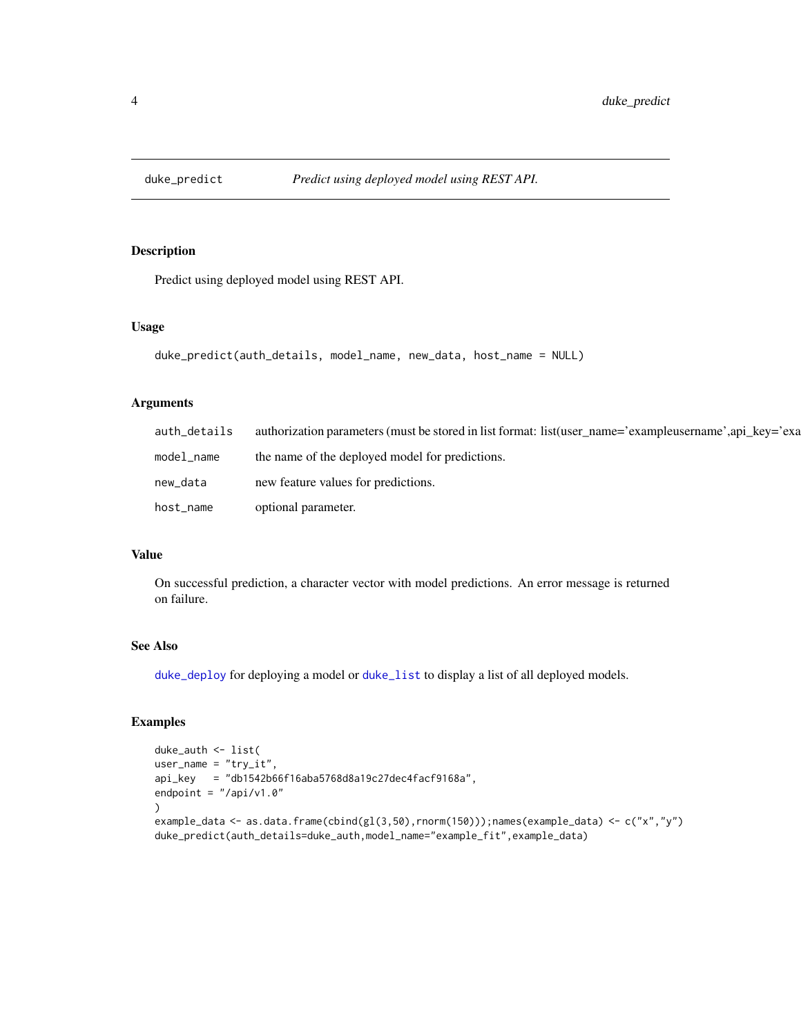## duke_predict — *Predict using deployed model using REST API.*

### Description

Predict using deployed model using REST API.

### Usage

```
duke_predict(auth_details, model_name, new_data, host_name = NULL)
```

### Arguments

| | |
|---|---|
| `auth_details` | authorization parameters (must be stored in list format: list(user_name='exampleusername',api_key='exa |
| `model_name` | the name of the deployed model for predictions. |
| `new_data` | new feature values for predictions. |
| `host_name` | optional parameter. |

### Value

On successful prediction, a character vector with model predictions. An error message is returned on failure.

### See Also

`duke_deploy` for deploying a model or `duke_list` to display a list of all deployed models.

### Examples

```
duke_auth <- list(
user_name = "try_it",
api_key   = "db1542b66f16aba5768d8a19c27dec4facf9168a",
endpoint = "/api/v1.0"
)
example_data <- as.data.frame(cbind(gl(3,50),rnorm(150)));names(example_data) <- c("x","y")
duke_predict(auth_details=duke_auth,model_name="example_fit",example_data)
```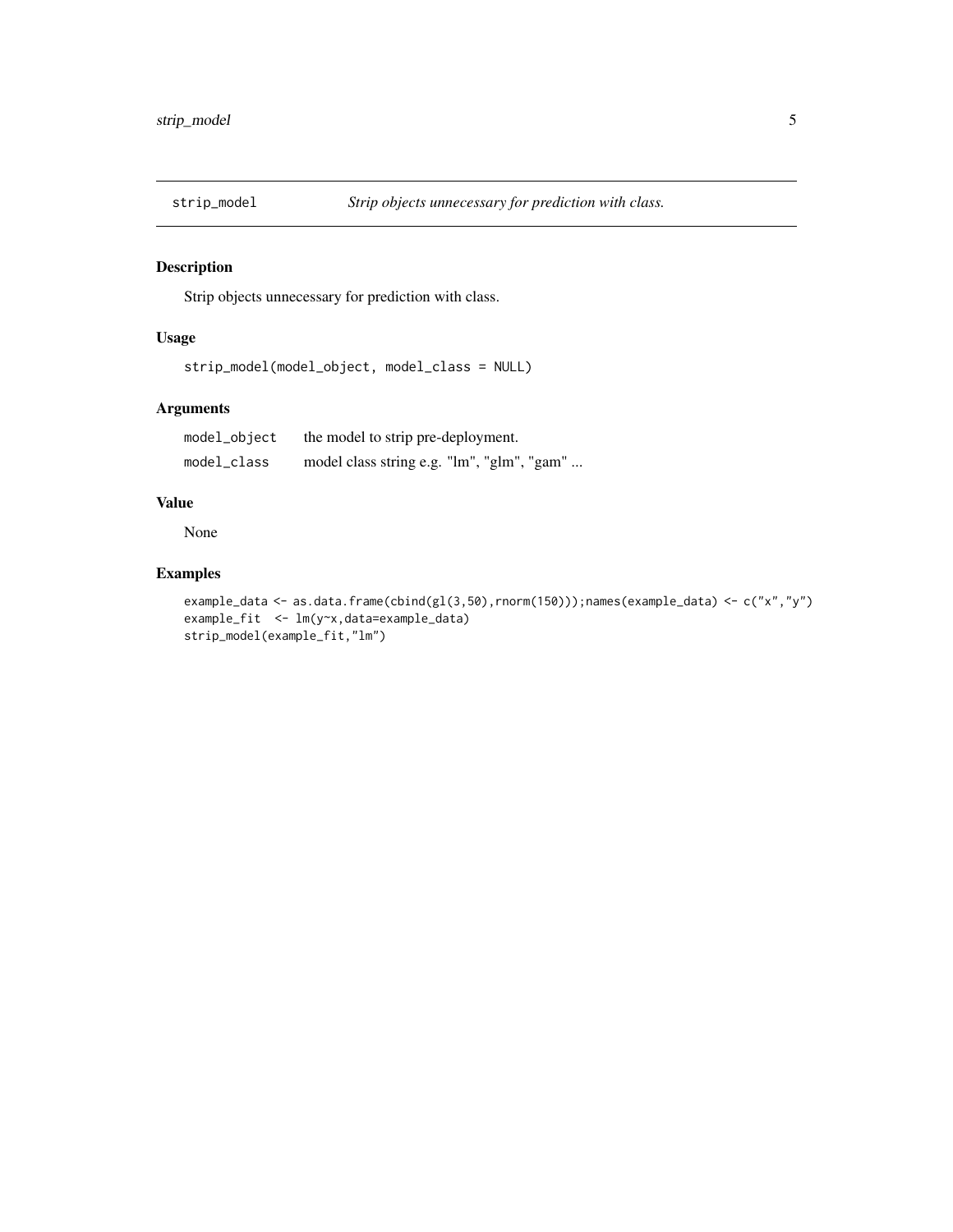## strip_model *Strip objects unnecessary for prediction with class.*

### Description

Strip objects unnecessary for prediction with class.

### Usage

```
strip_model(model_object, model_class = NULL)
```

### Arguments

| | |
|---|---|
| `model_object` | the model to strip pre-deployment. |
| `model_class` | model class string e.g. "lm", "glm", "gam" ... |

### Value

None

### Examples

```
example_data <- as.data.frame(cbind(gl(3,50),rnorm(150)));names(example_data) <- c("x","y")
example_fit  <- lm(y~x,data=example_data)
strip_model(example_fit,"lm")
```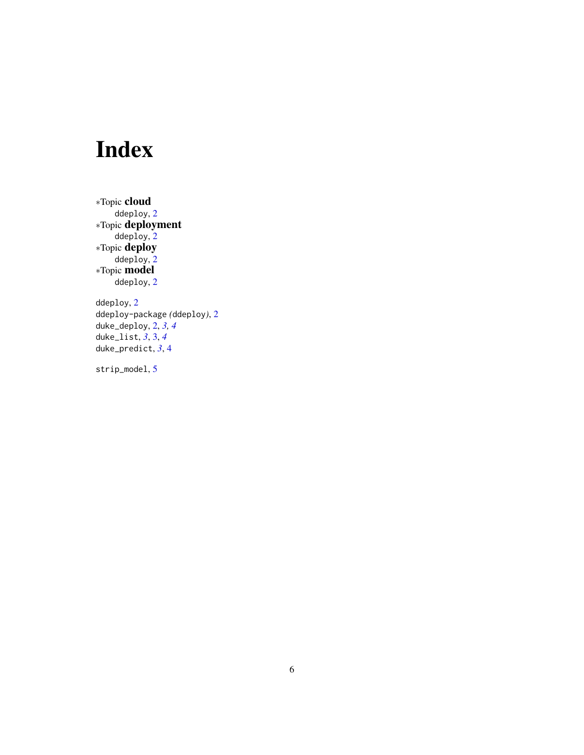# Index

*Topic **cloud**
  ddeploy, 2
*Topic **deployment**
  ddeploy, 2
*Topic **deploy**
  ddeploy, 2
*Topic **model**
  ddeploy, 2

ddeploy, 2
ddeploy-package *(ddeploy)*, 2
duke_deploy, 2, *3, 4*
duke_list, *3*, 3, *4*
duke_predict, *3*, 4

strip_model, 5